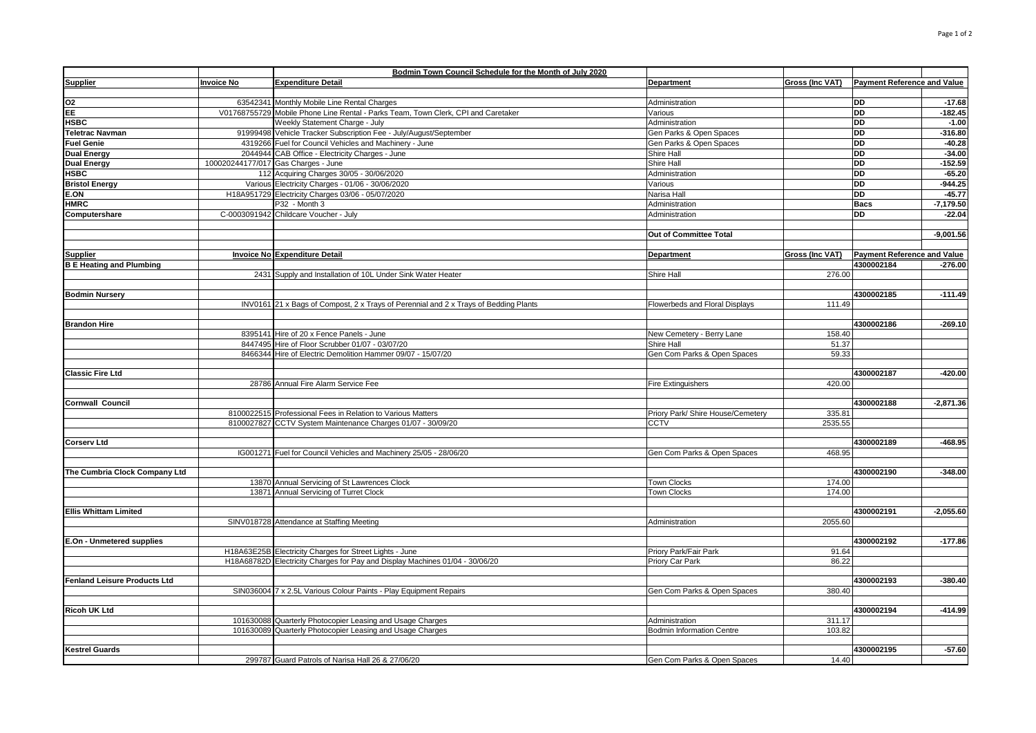**Bodmin Town Council Schedule for the Month of July 2020**

| Supplier | Invoice No | Expenditure Detail | Department | Gross (Inc VAT) | Payment Reference and Value | |
|---|---|---|---|---|---|---|
| **O2** | 63542341 | Monthly Mobile Line Rental Charges | Administration | | DD | -17.68 |
| **EE** | V01768755729 | Mobile Phone Line Rental - Parks Team, Town Clerk, CPI and Caretaker | Various | | DD | -182.45 |
| **HSBC** | | Weekly Statement Charge - July | Administration | | DD | -1.00 |
| **Teletrac Navman** | 91999498 | Vehicle Tracker Subscription Fee - July/August/September | Gen Parks & Open Spaces | | DD | -316.80 |
| **Fuel Genie** | 4319266 | Fuel for Council Vehicles and Machinery - June | Gen Parks & Open Spaces | | DD | -40.28 |
| **Dual Energy** | 2044944 | CAB Office - Electricity Charges - June | Shire Hall | | DD | -34.00 |
| **Dual Energy** | 100020244177/017 | Gas Charges - June | Shire Hall | | DD | -152.59 |
| **HSBC** | 112 | Acquiring Charges 30/05 - 30/06/2020 | Administration | | DD | -65.20 |
| **Bristol Energy** | Various | Electricity Charges - 01/06 - 30/06/2020 | Various | | DD | -944.25 |
| **E.ON** | H18A951729 | Electricity Charges 03/06 - 05/07/2020 | Narisa Hall | | DD | -45.77 |
| **HMRC** | | P32 - Month 3 | Administration | | Bacs | -7,179.50 |
| **Computershare** | C-0003091942 | Childcare Voucher - July | Administration | | DD | -22.04 |
| | | | **Out of Committee Total** | | | -9,001.56 |

| Supplier | Invoice No | Expenditure Detail | Department | Gross (Inc VAT) | Payment Reference and Value | |
|---|---|---|---|---|---|---|
| **B E Heating and Plumbing** | | | | | 4300002184 | -276.00 |
| | 2431 | Supply and Installation of 10L Under Sink Water Heater | Shire Hall | 276.00 | | |
| **Bodmin Nursery** | | | | | 4300002185 | -111.49 |
| | INV0161 | 21 x Bags of Compost, 2 x Trays of Perennial and 2 x Trays of Bedding Plants | Flowerbeds and Floral Displays | 111.49 | | |
| **Brandon Hire** | | | | | 4300002186 | -269.10 |
| | 8395141 | Hire of 20 x Fence Panels - June | New Cemetery - Berry Lane | 158.40 | | |
| | 8447495 | Hire of Floor Scrubber 01/07 - 03/07/20 | Shire Hall | 51.37 | | |
| | 8466344 | Hire of Electric Demolition Hammer 09/07 - 15/07/20 | Gen Com Parks & Open Spaces | 59.33 | | |
| **Classic Fire Ltd** | | | | | 4300002187 | -420.00 |
| | 28786 | Annual Fire Alarm Service Fee | Fire Extinguishers | 420.00 | | |
| **Cornwall Council** | | | | | 4300002188 | -2,871.36 |
| | 8100022515 | Professional Fees in Relation to Various Matters | Priory Park/ Shire House/Cemetery | 335.81 | | |
| | 8100027827 | CCTV System Maintenance Charges 01/07 - 30/09/20 | CCTV | 2535.55 | | |
| **Corserv Ltd** | | | | | 4300002189 | -468.95 |
| | IG001271 | Fuel for Council Vehicles and Machinery 25/05 - 28/06/20 | Gen Com Parks & Open Spaces | 468.95 | | |
| **The Cumbria Clock Company Ltd** | | | | | 4300002190 | -348.00 |
| | 13870 | Annual Servicing of St Lawrences Clock | Town Clocks | 174.00 | | |
| | 13871 | Annual Servicing of Turret Clock | Town Clocks | 174.00 | | |
| **Ellis Whittam Limited** | | | | | 4300002191 | -2,055.60 |
| | SINV018728 | Attendance at Staffing Meeting | Administration | 2055.60 | | |
| **E.On - Unmetered supplies** | | | | | 4300002192 | -177.86 |
| | H18A63E25B | Electricity Charges for Street Lights - June | Priory Park/Fair Park | 91.64 | | |
| | H18A68782D | Electricity Charges for Pay and Display Machines 01/04 - 30/06/20 | Priory Car Park | 86.22 | | |
| **Fenland Leisure Products Ltd** | | | | | 4300002193 | -380.40 |
| | SIN036004 | 7 x 2.5L Various Colour Paints - Play Equipment Repairs | Gen Com Parks & Open Spaces | 380.40 | | |
| **Ricoh UK Ltd** | | | | | 4300002194 | -414.99 |
| | 101630088 | Quarterly Photocopier Leasing and Usage Charges | Administration | 311.17 | | |
| | 101630089 | Quarterly Photocopier Leasing and Usage Charges | Bodmin Information Centre | 103.82 | | |
| **Kestrel Guards** | | | | | 4300002195 | -57.60 |
| | 299787 | Guard Patrols of Narisa Hall 26 & 27/06/20 | Gen Com Parks & Open Spaces | 14.40 | | |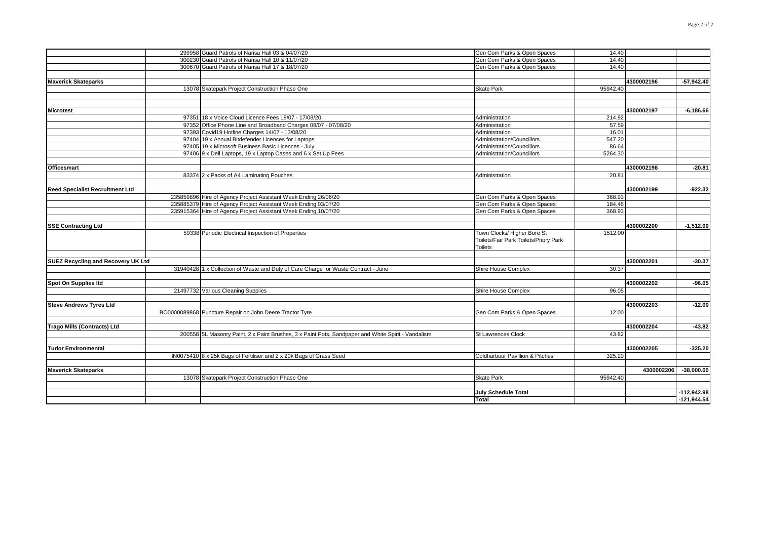| | | | | | | |
|---|---|---|---|---|---|---|
| | 299958 | Guard Patrols of Narisa Hall 03 & 04/07/20 | Gen Com Parks & Open Spaces | 14.40 | | |
| | 300230 | Guard Patrols of Narisa Hall 10 & 11/07/20 | Gen Com Parks & Open Spaces | 14.40 | | |
| | 300670 | Guard Patrols of Narisa Hall 17 & 18/07/20 | Gen Com Parks & Open Spaces | 14.40 | | |
| | | | | | | |
| **Maverick Skateparks** | | | | | **4300002196** | **-57,942.40** |
| | 13078 | Skatepark Project Construction Phase One | Skate Park | 95942.40 | | |
| | | | | | | |
| | | | | | | |
| **Microtest** | | | | | **4300002197** | **-6,186.66** |
| | 97351 | 18 x Voice Cloud Licence Fees 18/07 - 17/08/20 | Administration | 214.92 | | |
| | 97352 | Office Phone Line and Broadband Charges 08/07 - 07/08/20 | Administration | 57.59 | | |
| | 97393 | Covid19 Hotline Charges 14/07 - 13/08/20 | Administration | 16.01 | | |
| | 97404 | 19 x Annual Bitdefender Licences for Laptops | Administration/Councillors | 547.20 | | |
| | 97405 | 19 x Microsoft Business Basic Licences - July | Administration/Councillors | 86.64 | | |
| | 97406 | 9 x Dell Laptops, 19 x Laptop Cases and 6 x Set Up Fees | Administration/Councillors | 5264.30 | | |
| | | | | | | |
| **Officesmart** | | | | | **4300002198** | **-20.81** |
| | 83374 | 2 x Packs of A4 Laminating Pouches | Administration | 20.81 | | |
| | | | | | | |
| **Reed Specialist Recruitment Ltd** | | | | | **4300002199** | **-922.32** |
| | 235859896 | Hire of Agency Project Assistant Week Ending 26/06/20 | Gen Com Parks & Open Spaces | 368.93 | | |
| | 235885379 | Hire of Agency Project Assistant Week Ending 03/07/20 | Gen Com Parks & Open Spaces | 184.46 | | |
| | 235915364 | Hire of Agency Project Assistant Week Ending 10/07/20 | Gen Com Parks & Open Spaces | 368.93 | | |
| | | | | | | |
| **SSE Contracting Ltd** | | | | | **4300002200** | **-1,512.00** |
| | 59338 | Periodic Electrical Inspection of Properties | Town Clocks/ Higher Bore St Toilets/Fair Park Toilets/Priory Park Toilets | 1512.00 | | |
| | | | | | | |
| **SUEZ Recycling and Recovery UK Ltd** | | | | | **4300002201** | **-30.37** |
| | 31940428 | 1 x Collection of Waste and Duty of Care Charge for Waste Contract - June | Shire House Complex | 30.37 | | |
| | | | | | | |
| **Spot On Supplies ltd** | | | | | **4300002202** | **-96.05** |
| | 21497732 | Various Cleaning Supplies | Shire House Complex | 96.05 | | |
| | | | | | | |
| **Steve Andrews Tyres Ltd** | | | | | **4300002203** | **-12.00** |
| | BO0000089868 | Puncture Repair on John Deere Tractor Tyre | Gen Com Parks & Open Spaces | 12.00 | | |
| | | | | | | |
| **Trago Mills (Contracts) Ltd** | | | | | **4300002204** | **-43.82** |
| | 200558 | 5L Masonry Paint, 2 x Paint Brushes, 3 x Paint Pots, Sandpaper and White Spirit - Vandalism | St Lawrences Clock | 43.82 | | |
| | | | | | | |
| **Tudor Environmental** | | | | | **4300002205** | **-325.20** |
| | IN0075410 | 8 x 25k Bags of Fertiliser and 2 x 20k Bags of Grass Seed | Coldharbour Pavilion & Pitches | 325.20 | | |
| | | | | | | |
| **Maverick Skateparks** | | | | | **4300002206** | **-38,000.00** |
| | 13078 | Skatepark Project Construction Phase One | Skate Park | 95942.40 | | |
| | | | | | | |
| | | | **July Schedule Total** | | | **-112,942.98** |
| | | | **Total** | | | **-121,944.54** |